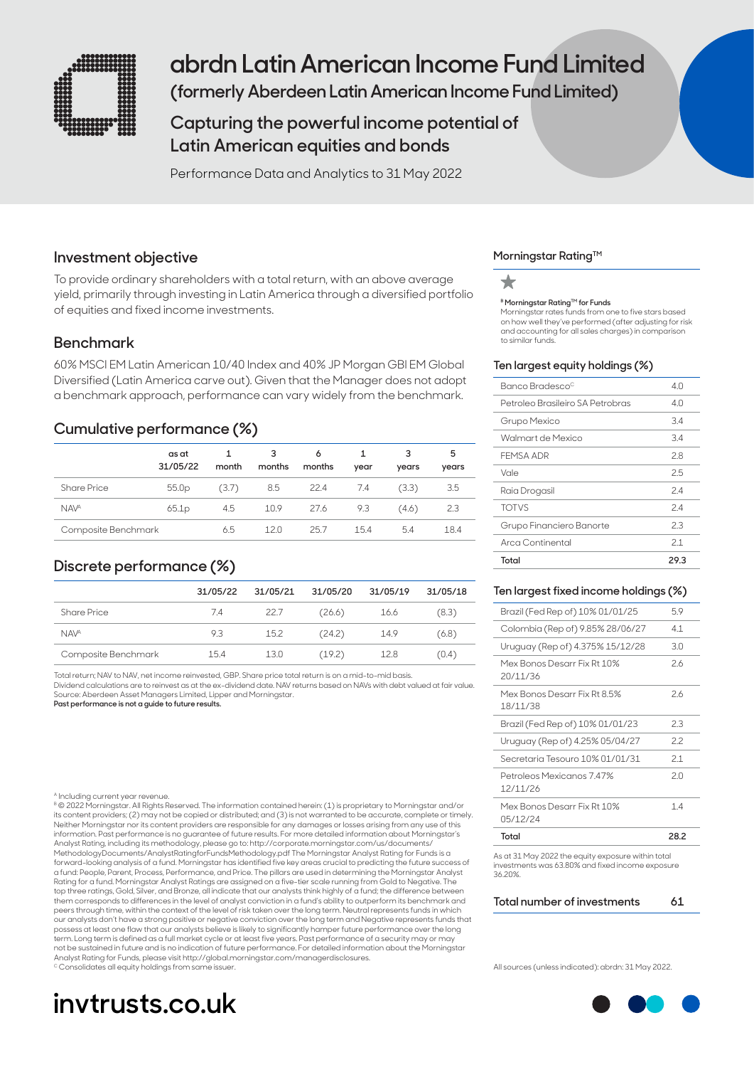# abrdn Latin American Income Fund Limited

## (formerly Aberdeen Latin American Income Fund Limited)

## Capturing the powerful income potential of Latin American equities and bonds

Performance Data and Analytics to 31 May 2022

### Investment objective

To provide ordinary shareholders with a total return, with an above average yield, primarily through investing in Latin America through a diversified portfolio of equities and fixed income investments.

### Benchmark

60% MSCI EM Latin American 10/40 Index and 40% JP Morgan GBI EM Global Diversified (Latin America carve out). Given that the Manager does not adopt a benchmark approach, performance can vary widely from the benchmark.

### Cumulative performance (%)

| | as at 31/05/22 | 1 month | 3 months | 6 months | 1 year | 3 years | 5 years |
|---|---|---|---|---|---|---|---|
| Share Price | 55.0p | (3.7) | 8.5 | 22.4 | 7.4 | (3.3) | 3.5 |
| NAV[A] | 65.1p | 4.5 | 10.9 | 27.6 | 9.3 | (4.6) | 2.3 |
| Composite Benchmark | | 6.5 | 12.0 | 25.7 | 15.4 | 5.4 | 18.4 |

### Discrete performance (%)

| | 31/05/22 | 31/05/21 | 31/05/20 | 31/05/19 | 31/05/18 |
|---|---|---|---|---|---|
| Share Price | 7.4 | 22.7 | (26.6) | 16.6 | (8.3) |
| NAV[A] | 9.3 | 15.2 | (24.2) | 14.9 | (6.8) |
| Composite Benchmark | 15.4 | 13.0 | (19.2) | 12.8 | (0.4) |

Total return; NAV to NAV, net income reinvested, GBP. Share price total return is on a mid-to-mid basis.
Dividend calculations are to reinvest as at the ex-dividend date. NAV returns based on NAVs with debt valued at fair value.
Source: Aberdeen Asset Managers Limited, Lipper and Morningstar.
**Past performance is not a guide to future results.**

### Morningstar Rating™

★

**[B] Morningstar Rating™ for Funds**
Morningstar rates funds from one to five stars based on how well they've performed (after adjusting for risk and accounting for all sales charges) in comparison to similar funds.

### Ten largest equity holdings (%)

| | |
|---|---|
| Banco Bradesco[C] | 4.0 |
| Petroleo Brasileiro SA Petrobras | 4.0 |
| Grupo Mexico | 3.4 |
| Walmart de Mexico | 3.4 |
| FEMSA ADR | 2.8 |
| Vale | 2.5 |
| Raia Drogasil | 2.4 |
| TOTVS | 2.4 |
| Grupo Financiero Banorte | 2.3 |
| Arca Continental | 2.1 |
| **Total** | **29.3** |

### Ten largest fixed income holdings (%)

| | |
|---|---|
| Brazil (Fed Rep of) 10% 01/01/25 | 5.9 |
| Colombia (Rep of) 9.85% 28/06/27 | 4.1 |
| Uruguay (Rep of) 4.375% 15/12/28 | 3.0 |
| Mex Bonos Desarr Fix Rt 10% 20/11/36 | 2.6 |
| Mex Bonos Desarr Fix Rt 8.5% 18/11/38 | 2.6 |
| Brazil (Fed Rep of) 10% 01/01/23 | 2.3 |
| Uruguay (Rep of) 4.25% 05/04/27 | 2.2 |
| Secretaria Tesouro 10% 01/01/31 | 2.1 |
| Petroleos Mexicanos 7.47% 12/11/26 | 2.0 |
| Mex Bonos Desarr Fix Rt 10% 05/12/24 | 1.4 |
| **Total** | **28.2** |

As at 31 May 2022 the equity exposure within total investments was 63.80% and fixed income exposure 36.20%.

| **Total number of investments** | **61** |
|---|---|

All sources (unless indicated): abrdn: 31 May 2022.

[A] Including current year revenue.
[B] © 2022 Morningstar. All Rights Reserved. The information contained herein: (1) is proprietary to Morningstar and/or its content providers; (2) may not be copied or distributed; and (3) is not warranted to be accurate, complete or timely. Neither Morningstar nor its content providers are responsible for any damages or losses arising from any use of this information. Past performance is no guarantee of future results. For more detailed information about Morningstar's Analyst Rating, including its methodology, please go to: http://corporate.morningstar.com/us/documents/MethodologyDocuments/AnalystRatingforFundsMethodology.pdf The Morningstar Analyst Rating for Funds is a forward-looking analysis of a fund. Morningstar has identified five key areas crucial to predicting the future success of a fund: People, Parent, Process, Performance, and Price. The pillars are used in determining the Morningstar Analyst Rating for a fund. Morningstar Analyst Ratings are assigned on a five-tier scale running from Gold to Negative. The top three ratings, Gold, Silver, and Bronze, all indicate that our analysts think highly of a fund; the difference between them corresponds to differences in the level of analyst conviction in a fund's ability to outperform its benchmark and peers through time, within the context of the level of risk taken over the long term. Neutral represents funds in which our analysts don't have a strong positive or negative conviction over the long term and Negative represents funds that possess at least one flaw that our analysts believe is likely to significantly hamper future performance over the long term. Long term is defined as a full market cycle or at least five years. Past performance of a security may or may not be sustained in future and is no indication of future performance. For detailed information about the Morningstar Analyst Rating for Funds, please visit http://global.morningstar.com/managerdisclosures.
[C] Consolidates all equity holdings from same issuer.

**invtrusts.co.uk**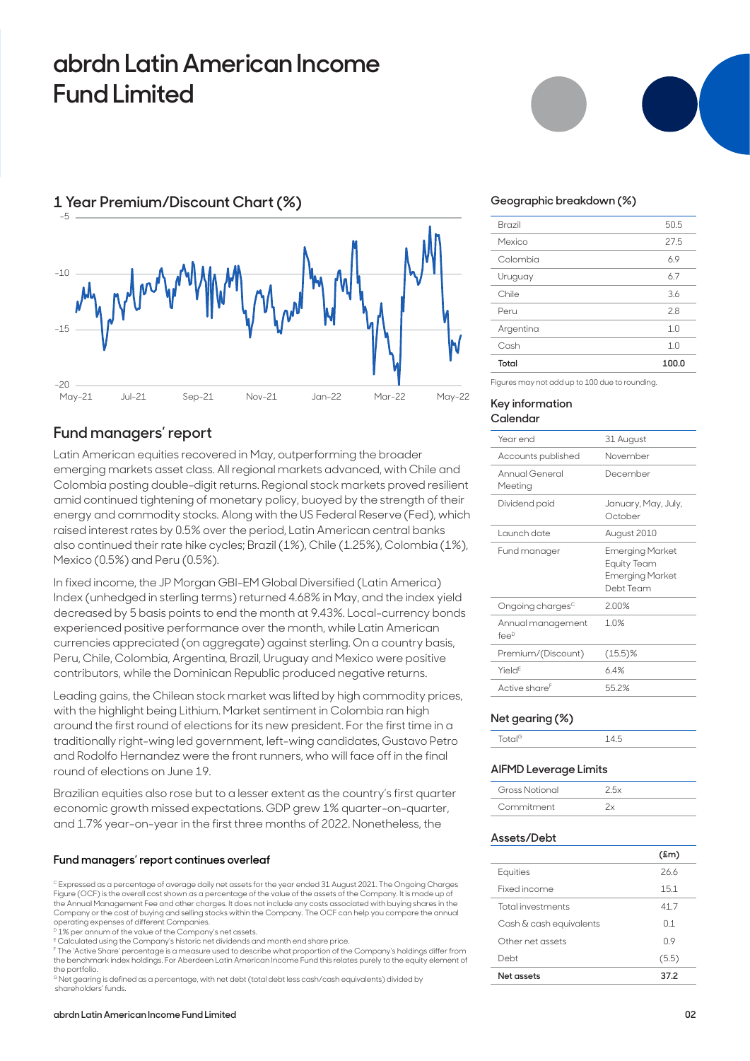# abrdn Latin American Income Fund Limited

## 1 Year Premium/Discount Chart (%)

## Fund managers' report

Latin American equities recovered in May, outperforming the broader emerging markets asset class. All regional markets advanced, with Chile and Colombia posting double-digit returns. Regional stock markets proved resilient amid continued tightening of monetary policy, buoyed by the strength of their energy and commodity stocks. Along with the US Federal Reserve (Fed), which raised interest rates by 0.5% over the period, Latin American central banks also continued their rate hike cycles; Brazil (1%), Chile (1.25%), Colombia (1%), Mexico (0.5%) and Peru (0.5%).

In fixed income, the JP Morgan GBI-EM Global Diversified (Latin America) Index (unhedged in sterling terms) returned 4.68% in May, and the index yield decreased by 5 basis points to end the month at 9.43%. Local-currency bonds experienced positive performance over the month, while Latin American currencies appreciated (on aggregate) against sterling. On a country basis, Peru, Chile, Colombia, Argentina, Brazil, Uruguay and Mexico were positive contributors, while the Dominican Republic produced negative returns.

Leading gains, the Chilean stock market was lifted by high commodity prices, with the highlight being Lithium. Market sentiment in Colombia ran high around the first round of elections for its new president. For the first time in a traditionally right-wing led government, left-wing candidates, Gustavo Petro and Rodolfo Hernandez were the front runners, who will face off in the final round of elections on June 19.

Brazilian equities also rose but to a lesser extent as the country's first quarter economic growth missed expectations. GDP grew 1% quarter-on-quarter, and 1.7% year-on-year in the first three months of 2022. Nonetheless, the

**Fund managers' report continues overleaf**

[C] Expressed as a percentage of average daily net assets for the year ended 31 August 2021. The Ongoing Charges Figure (OCF) is the overall cost shown as a percentage of the value of the assets of the Company. It is made up of the Annual Management Fee and other charges. It does not include any costs associated with buying shares in the Company or the cost of buying and selling stocks within the Company. The OCF can help you compare the annual operating expenses of different Companies.
[D] 1% per annum of the value of the Company's net assets.
[E] Calculated using the Company's historic net dividends and month end share price.
[F] The 'Active Share' percentage is a measure used to describe what proportion of the Company's holdings differ from the benchmark index holdings. For Aberdeen Latin American Income Fund this relates purely to the equity element of the portfolio.
[G] Net gearing is defined as a percentage, with net debt (total debt less cash/cash equivalents) divided by shareholders' funds.

### Geographic breakdown (%)

| | |
|---|---|
| Brazil | 50.5 |
| Mexico | 27.5 |
| Colombia | 6.9 |
| Uruguay | 6.7 |
| Chile | 3.6 |
| Peru | 2.8 |
| Argentina | 1.0 |
| Cash | 1.0 |
| **Total** | **100.0** |

Figures may not add up to 100 due to rounding.

### Key information
### Calendar

| | |
|---|---|
| Year end | 31 August |
| Accounts published | November |
| Annual General Meeting | December |
| Dividend paid | January, May, July, October |
| Launch date | August 2010 |
| Fund manager | Emerging Market Equity Team Emerging Market Debt Team |
| Ongoing charges[C] | 2.00% |
| Annual management fee[D] | 1.0% |
| Premium/(Discount) | (15.5)% |
| Yield[E] | 6.4% |
| Active share[F] | 55.2% |

### Net gearing (%)

| | |
|---|---|
| Total[G] | 14.5 |

### AIFMD Leverage Limits

| | |
|---|---|
| Gross Notional | 2.5x |
| Commitment | 2x |

### Assets/Debt

| | (£m) |
|---|---|
| Equities | 26.6 |
| Fixed income | 15.1 |
| Total investments | 41.7 |
| Cash & cash equivalents | 0.1 |
| Other net assets | 0.9 |
| Debt | (5.5) |
| **Net assets** | **37.2** |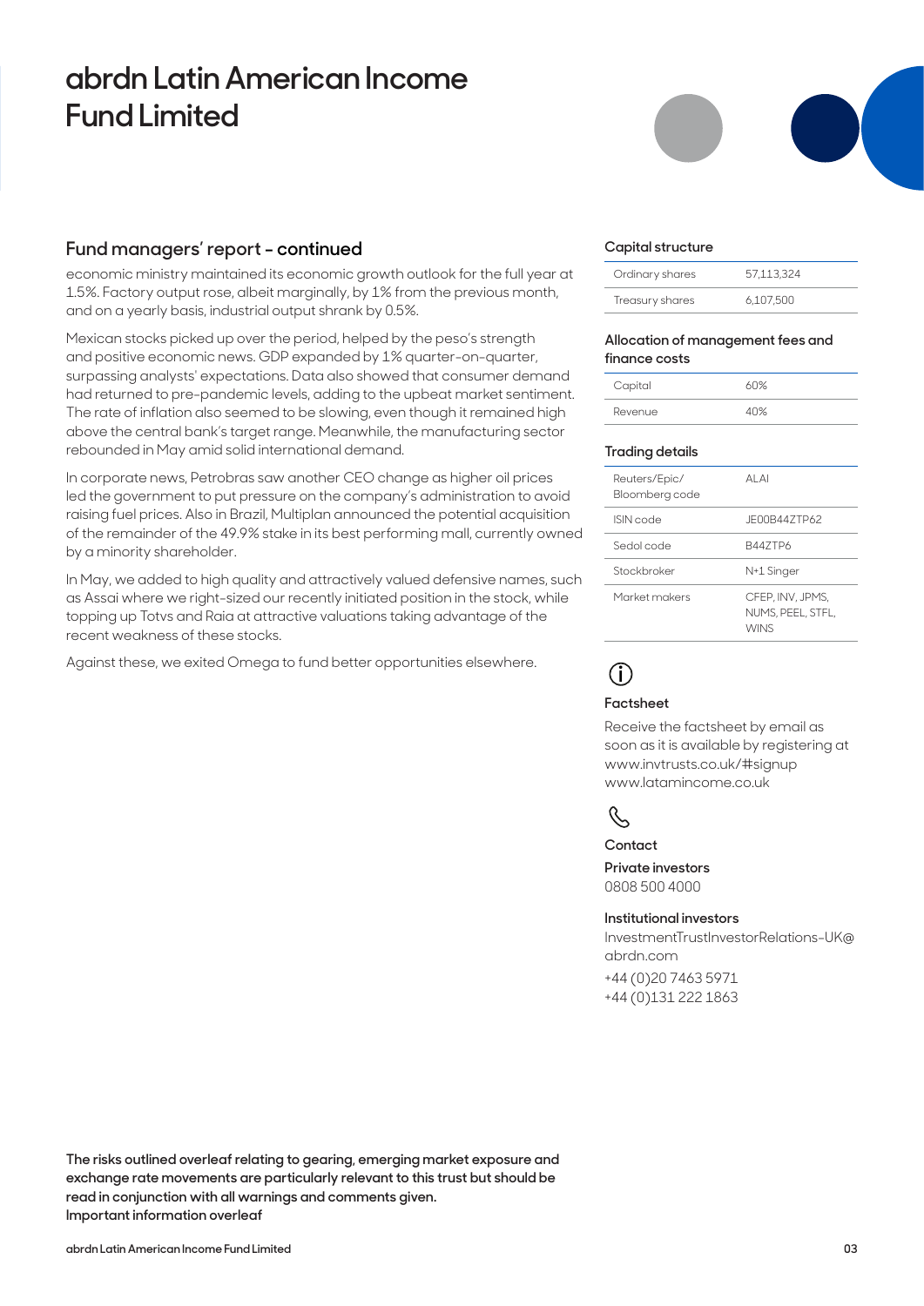# abrdn Latin American Income Fund Limited

## Fund managers' report - continued

economic ministry maintained its economic growth outlook for the full year at 1.5%. Factory output rose, albeit marginally, by 1% from the previous month, and on a yearly basis, industrial output shrank by 0.5%.

Mexican stocks picked up over the period, helped by the peso's strength and positive economic news. GDP expanded by 1% quarter-on-quarter, surpassing analysts' expectations. Data also showed that consumer demand had returned to pre-pandemic levels, adding to the upbeat market sentiment. The rate of inflation also seemed to be slowing, even though it remained high above the central bank's target range. Meanwhile, the manufacturing sector rebounded in May amid solid international demand.

In corporate news, Petrobras saw another CEO change as higher oil prices led the government to put pressure on the company's administration to avoid raising fuel prices. Also in Brazil, Multiplan announced the potential acquisition of the remainder of the 49.9% stake in its best performing mall, currently owned by a minority shareholder.

In May, we added to high quality and attractively valued defensive names, such as Assai where we right-sized our recently initiated position in the stock, while topping up Totvs and Raia at attractive valuations taking advantage of the recent weakness of these stocks.

Against these, we exited Omega to fund better opportunities elsewhere.

### Capital structure

| | |
|---|---|
| Ordinary shares | 57,113,324 |
| Treasury shares | 6,107,500 |

### Allocation of management fees and finance costs

| | |
|---|---|
| Capital | 60% |
| Revenue | 40% |

### Trading details

| | |
|---|---|
| Reuters/Epic/ Bloomberg code | ALAI |
| ISIN code | JE00B44ZTP62 |
| Sedol code | B44ZTP6 |
| Stockbroker | N+1 Singer |
| Market makers | CFEP, INV, JPMS, NUMS, PEEL, STFL, WINS |

### Factsheet

Receive the factsheet by email as soon as it is available by registering at www.invtrusts.co.uk/#signup www.latamincome.co.uk

### Contact

**Private investors**
0808 500 4000

**Institutional investors**
InvestmentTrustInvestorRelations-UK@abrdn.com
+44 (0)20 7463 5971
+44 (0)131 222 1863

**The risks outlined overleaf relating to gearing, emerging market exposure and exchange rate movements are particularly relevant to this trust but should be read in conjunction with all warnings and comments given.**
**Important information overleaf**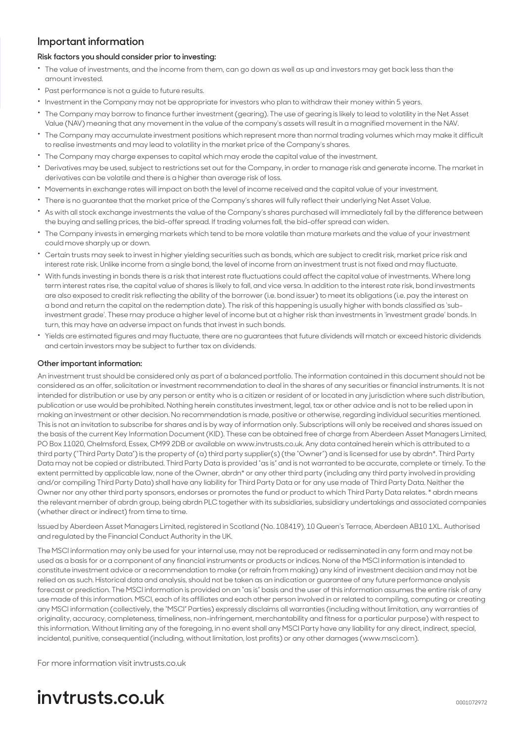## Important information

**Risk factors you should consider prior to investing:**

- The value of investments, and the income from them, can go down as well as up and investors may get back less than the amount invested.
- Past performance is not a guide to future results.
- Investment in the Company may not be appropriate for investors who plan to withdraw their money within 5 years.
- The Company may borrow to finance further investment (gearing). The use of gearing is likely to lead to volatility in the Net Asset Value (NAV) meaning that any movement in the value of the company's assets will result in a magnified movement in the NAV.
- The Company may accumulate investment positions which represent more than normal trading volumes which may make it difficult to realise investments and may lead to volatility in the market price of the Company's shares.
- The Company may charge expenses to capital which may erode the capital value of the investment.
- Derivatives may be used, subject to restrictions set out for the Company, in order to manage risk and generate income. The market in derivatives can be volatile and there is a higher than average risk of loss.
- Movements in exchange rates will impact on both the level of income received and the capital value of your investment.
- There is no guarantee that the market price of the Company's shares will fully reflect their underlying Net Asset Value.
- As with all stock exchange investments the value of the Company's shares purchased will immediately fall by the difference between the buying and selling prices, the bid-offer spread. If trading volumes fall, the bid-offer spread can widen.
- The Company invests in emerging markets which tend to be more volatile than mature markets and the value of your investment could move sharply up or down.
- Certain trusts may seek to invest in higher yielding securities such as bonds, which are subject to credit risk, market price risk and interest rate risk. Unlike income from a single bond, the level of income from an investment trust is not fixed and may fluctuate.
- With funds investing in bonds there is a risk that interest rate fluctuations could affect the capital value of investments. Where long term interest rates rise, the capital value of shares is likely to fall, and vice versa. In addition to the interest rate risk, bond investments are also exposed to credit risk reflecting the ability of the borrower (i.e. bond issuer) to meet its obligations (i.e. pay the interest on a bond and return the capital on the redemption date). The risk of this happening is usually higher with bonds classified as 'sub-investment grade'. These may produce a higher level of income but at a higher risk than investments in 'investment grade' bonds. In turn, this may have an adverse impact on funds that invest in such bonds.
- Yields are estimated figures and may fluctuate, there are no guarantees that future dividends will match or exceed historic dividends and certain investors may be subject to further tax on dividends.

**Other important information:**

An investment trust should be considered only as part of a balanced portfolio. The information contained in this document should not be considered as an offer, solicitation or investment recommendation to deal in the shares of any securities or financial instruments. It is not intended for distribution or use by any person or entity who is a citizen or resident of or located in any jurisdiction where such distribution, publication or use would be prohibited. Nothing herein constitutes investment, legal, tax or other advice and is not to be relied upon in making an investment or other decision. No recommendation is made, positive or otherwise, regarding individual securities mentioned. This is not an invitation to subscribe for shares and is by way of information only. Subscriptions will only be received and shares issued on the basis of the current Key Information Document (KID). These can be obtained free of charge from Aberdeen Asset Managers Limited, PO Box 11020, Chelmsford, Essex, CM99 2DB or available on www.invtrusts.co.uk. Any data contained herein which is attributed to a third party ("Third Party Data") is the property of (a) third party supplier(s) (the "Owner") and is licensed for use by abrdn*. Third Party Data may not be copied or distributed. Third Party Data is provided "as is" and is not warranted to be accurate, complete or timely. To the extent permitted by applicable law, none of the Owner, abrdn* or any other third party (including any third party involved in providing and/or compiling Third Party Data) shall have any liability for Third Party Data or for any use made of Third Party Data. Neither the Owner nor any other third party sponsors, endorses or promotes the fund or product to which Third Party Data relates. * abrdn means the relevant member of abrdn group, being abrdn PLC together with its subsidiaries, subsidiary undertakings and associated companies (whether direct or indirect) from time to time.

Issued by Aberdeen Asset Managers Limited, registered in Scotland (No. 108419), 10 Queen's Terrace, Aberdeen AB10 1XL. Authorised and regulated by the Financial Conduct Authority in the UK.

The MSCI information may only be used for your internal use, may not be reproduced or redisseminated in any form and may not be used as a basis for or a component of any financial instruments or products or indices. None of the MSCI information is intended to constitute investment advice or a recommendation to make (or refrain from making) any kind of investment decision and may not be relied on as such. Historical data and analysis, should not be taken as an indication or guarantee of any future performance analysis forecast or prediction. The MSCI information is provided on an "as is" basis and the user of this information assumes the entire risk of any use made of this information. MSCI, each of its affiliates and each other person involved in or related to compiling, computing or creating any MSCI information (collectively, the "MSCI" Parties) expressly disclaims all warranties (including without limitation, any warranties of originality, accuracy, completeness, timeliness, non-infringement, merchantability and fitness for a particular purpose) with respect to this information. Without limiting any of the foregoing, in no event shall any MSCI Party have any liability for any direct, indirect, special, incidental, punitive, consequential (including, without limitation, lost profits) or any other damages (www.msci.com).

For more information visit invtrusts.co.uk

# invtrusts.co.uk

0001072972